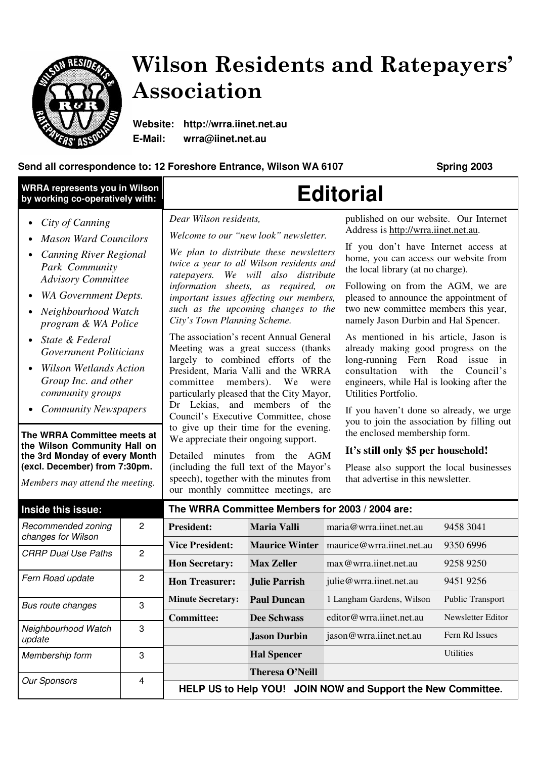# Wilson Residents and Ratepayers' Association

**Website:** **http://wrra.iinet.net.au**
**E-Mail:** **wrra@iinet.net.au**

**Send all correspondence to: 12 Foreshore Entrance, Wilson WA 6107** **Spring 2003**

**WRRA represents you in Wilson by working co-operatively with:**

- *City of Canning*
- *Mason Ward Councilors*
- *Canning River Regional Park Community Advisory Committee*
- *WA Government Depts.*
- *Neighbourhood Watch program & WA Police*
- *State & Federal Government Politicians*
- *Wilson Wetlands Action Group Inc. and other community groups*
- *Community Newspapers*

**The WRRA Committee meets at the Wilson Community Hall on the 3rd Monday of every Month (excl. December) from 7:30pm.**

*Members may attend the meeting.*

## Editorial

*Dear Wilson residents,*

*Welcome to our "new look" newsletter.*

*We plan to distribute these newsletters twice a year to all Wilson residents and ratepayers. We will also distribute information sheets, as required, on important issues affecting our members, such as the upcoming changes to the City's Town Planning Scheme.*

The association's recent Annual General Meeting was a great success (thanks largely to combined efforts of the President, Maria Valli and the WRRA committee members). We were particularly pleased that the City Mayor, Dr Lekias, and members of the Council's Executive Committee, chose to give up their time for the evening. We appreciate their ongoing support.

Detailed minutes from the AGM (including the full text of the Mayor's speech), together with the minutes from our monthly committee meetings, are published on our website. Our Internet Address is http://wrra.iinet.net.au.

If you don't have Internet access at home, you can access our website from the local library (at no charge).

Following on from the AGM, we are pleased to announce the appointment of two new committee members this year, namely Jason Durbin and Hal Spencer.

As mentioned in his article, Jason is already making good progress on the long-running Fern Road issue in consultation with the Council's engineers, while Hal is looking after the Utilities Portfolio.

If you haven't done so already, we urge you to join the association by filling out the enclosed membership form.

**It's still only $5 per household!**

Please also support the local businesses that advertise in this newsletter.

## Inside this issue:

| | |
|---|---|
| *Recommended zoning changes for Wilson* | 2 |
| *CRRP Dual Use Paths* | 2 |
| *Fern Road update* | 2 |
| *Bus route changes* | 3 |
| *Neighbourhood Watch update* | 3 |
| *Membership form* | 3 |
| *Our Sponsors* | 4 |

## The WRRA Committee Members for 2003 / 2004 are:

| | | | |
|---|---|---|---|
| **President:** | **Maria Valli** | maria@wrra.iinet.net.au | 9458 3041 |
| **Vice President:** | **Maurice Winter** | maurice@wrra.iinet.net.au | 9350 6996 |
| **Hon Secretary:** | **Max Zeller** | max@wrra.iinet.net.au | 9258 9250 |
| **Hon Treasurer:** | **Julie Parrish** | julie@wrra.iinet.net.au | 9451 9256 |
| **Minute Secretary:** | **Paul Duncan** | 1 Langham Gardens, Wilson | Public Transport |
| **Committee:** | **Dee Schwass** | editor@wrra.iinet.net.au | Newsletter Editor |
| | **Jason Durbin** | jason@wrra.iinet.net.au | Fern Rd Issues |
| | **Hal Spencer** | | Utilities |
| | **Theresa O'Neill** | | |

**HELP US to Help YOU! JOIN NOW and Support the New Committee.**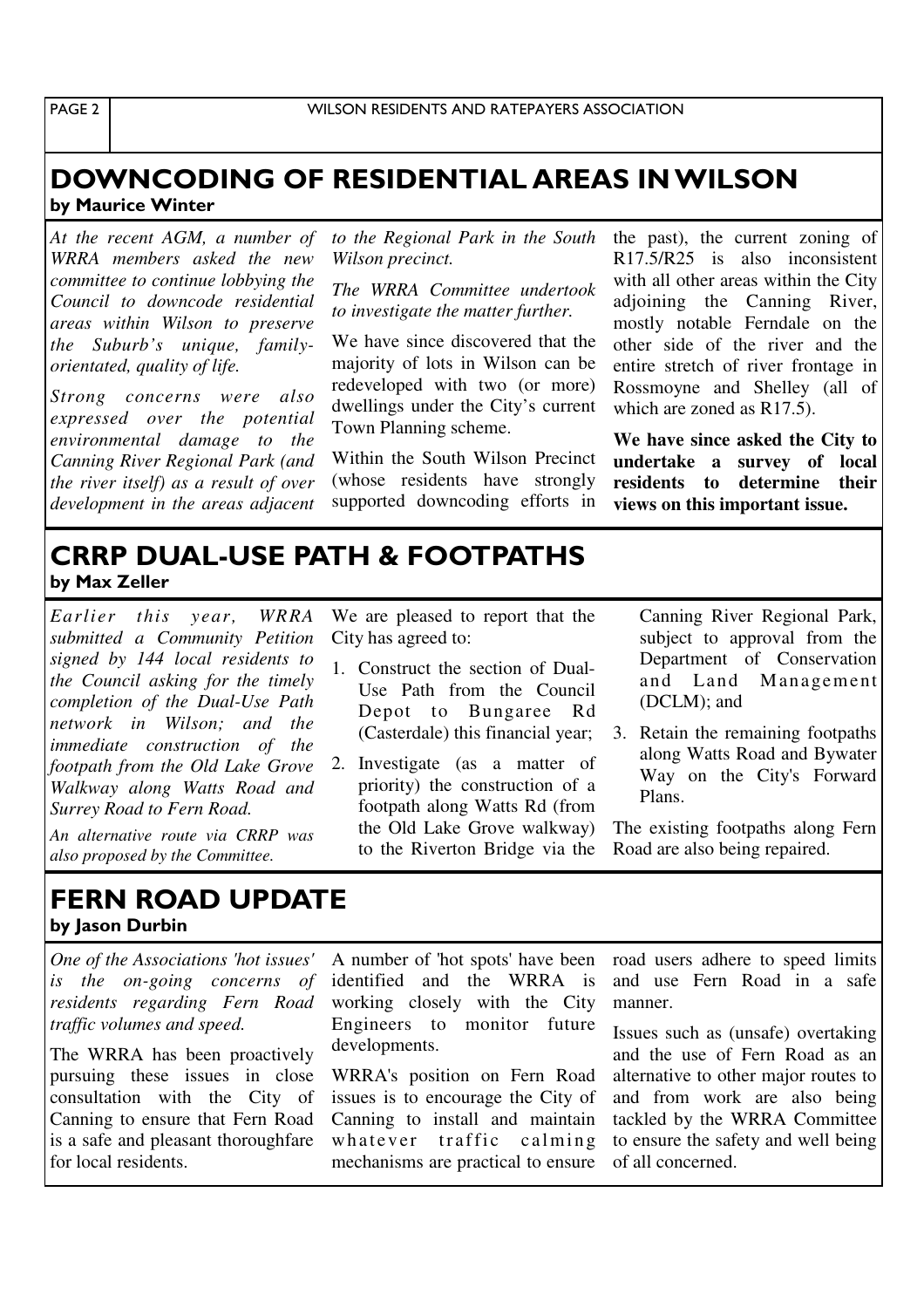## DOWNCODING OF RESIDENTIAL AREAS IN WILSON

**by Maurice Winter**

*At the recent AGM, a number of WRRA members asked the new committee to continue lobbying the Council to downcode residential areas within Wilson to preserve the Suburb's unique, family-orientated, quality of life.*

*Strong concerns were also expressed over the potential environmental damage to the Canning River Regional Park (and the river itself) as a result of over development in the areas adjacent to the Regional Park in the South Wilson precinct.*

*The WRRA Committee undertook to investigate the matter further.*

We have since discovered that the majority of lots in Wilson can be redeveloped with two (or more) dwellings under the City's current Town Planning scheme.

Within the South Wilson Precinct (whose residents have strongly supported downcoding efforts in the past), the current zoning of R17.5/R25 is also inconsistent with all other areas within the City adjoining the Canning River, mostly notable Ferndale on the other side of the river and the entire stretch of river frontage in Rossmoyne and Shelley (all of which are zoned as R17.5).

**We have since asked the City to undertake a survey of local residents to determine their views on this important issue.**

## CRRP DUAL-USE PATH & FOOTPATHS

**by Max Zeller**

*Earlier this year, WRRA submitted a Community Petition signed by 144 local residents to the Council asking for the timely completion of the Dual-Use Path network in Wilson; and the immediate construction of the footpath from the Old Lake Grove Walkway along Watts Road and Surrey Road to Fern Road.*

*An alternative route via CRRP was also proposed by the Committee.*

We are pleased to report that the City has agreed to:

1. Construct the section of Dual-Use Path from the Council Depot to Bungaree Rd (Casterdale) this financial year;
2. Investigate (as a matter of priority) the construction of a footpath along Watts Rd (from the Old Lake Grove walkway) to the Riverton Bridge via the Canning River Regional Park, subject to approval from the Department of Conservation and Land Management (DCLM); and
3. Retain the remaining footpaths along Watts Road and Bywater Way on the City's Forward Plans.

The existing footpaths along Fern Road are also being repaired.

## FERN ROAD UPDATE

**by Jason Durbin**

*One of the Associations 'hot issues' is the on-going concerns of residents regarding Fern Road traffic volumes and speed.*

The WRRA has been proactively pursuing these issues in close consultation with the City of Canning to ensure that Fern Road is a safe and pleasant thoroughfare for local residents.

A number of 'hot spots' have been identified and the WRRA is working closely with the City Engineers to monitor future developments.

WRRA's position on Fern Road issues is to encourage the City of Canning to install and maintain whatever traffic calming mechanisms are practical to ensure road users adhere to speed limits and use Fern Road in a safe manner.

Issues such as (unsafe) overtaking and the use of Fern Road as an alternative to other major routes to and from work are also being tackled by the WRRA Committee to ensure the safety and well being of all concerned.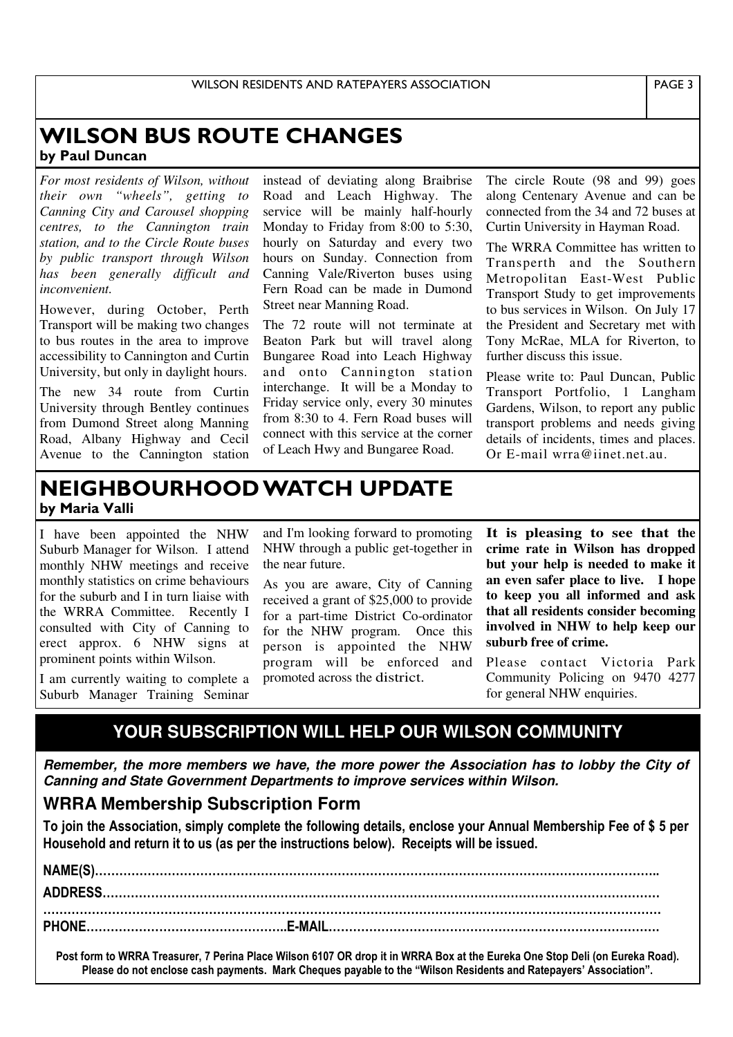## WILSON BUS ROUTE CHANGES

**by Paul Duncan**

*For most residents of Wilson, without their own "wheels", getting to Canning City and Carousel shopping centres, to the Cannington train station, and to the Circle Route buses by public transport through Wilson has been generally difficult and inconvenient.*

However, during October, Perth Transport will be making two changes to bus routes in the area to improve accessibility to Cannington and Curtin University, but only in daylight hours.

The new 34 route from Curtin University through Bentley continues from Dumond Street along Manning Road, Albany Highway and Cecil Avenue to the Cannington station instead of deviating along Braibrise Road and Leach Highway. The service will be mainly half-hourly Monday to Friday from 8:00 to 5:30, hourly on Saturday and every two hours on Sunday. Connection from Canning Vale/Riverton buses using Fern Road can be made in Dumond Street near Manning Road.

The 72 route will not terminate at Beaton Park but will travel along Bungaree Road into Leach Highway and onto Cannington station interchange. It will be a Monday to Friday service only, every 30 minutes from 8:30 to 4. Fern Road buses will connect with this service at the corner of Leach Hwy and Bungaree Road.

The circle Route (98 and 99) goes along Centenary Avenue and can be connected from the 34 and 72 buses at Curtin University in Hayman Road.

The WRRA Committee has written to Transperth and the Southern Metropolitan East-West Public Transport Study to get improvements to bus services in Wilson. On July 17 the President and Secretary met with Tony McRae, MLA for Riverton, to further discuss this issue.

Please write to: Paul Duncan, Public Transport Portfolio, 1 Langham Gardens, Wilson, to report any public transport problems and needs giving details of incidents, times and places. Or E-mail wrra@iinet.net.au.

## NEIGHBOURHOOD WATCH UPDATE

**by Maria Valli**

I have been appointed the NHW Suburb Manager for Wilson. I attend monthly NHW meetings and receive monthly statistics on crime behaviours for the suburb and I in turn liaise with the WRRA Committee. Recently I consulted with City of Canning to erect approx. 6 NHW signs at prominent points within Wilson.

I am currently waiting to complete a Suburb Manager Training Seminar and I'm looking forward to promoting NHW through a public get-together in the near future.

As you are aware, City of Canning received a grant of $25,000 to provide for a part-time District Co-ordinator for the NHW program. Once this person is appointed the NHW program will be enforced and promoted across the district.

**It is pleasing to see that the crime rate in Wilson has dropped but your help is needed to make it an even safer place to live. I hope to keep you all informed and ask that all residents consider becoming involved in NHW to help keep our suburb free of crime.**

Please contact Victoria Park Community Policing on 9470 4277 for general NHW enquiries.

## YOUR SUBSCRIPTION WILL HELP OUR WILSON COMMUNITY

***Remember, the more members we have, the more power the Association has to lobby the City of Canning and State Government Departments to improve services within Wilson.***

### WRRA Membership Subscription Form

**To join the Association, simply complete the following details, enclose your Annual Membership Fee of $ 5 per Household and return it to us (as per the instructions below). Receipts will be issued.**

**NAME(S)……………………………………………………………………………………………………………………..**

**ADDRESS…………………………………………………………………………………………………………………**

**……………………………………………………………………………………………………………………………**

**PHONE…………………………………………..E-MAIL………………………………………………………………………**

**Post form to WRRA Treasurer, 7 Perina Place Wilson 6107 OR drop it in WRRA Box at the Eureka One Stop Deli (on Eureka Road). Please do not enclose cash payments. Mark Cheques payable to the "Wilson Residents and Ratepayers' Association".**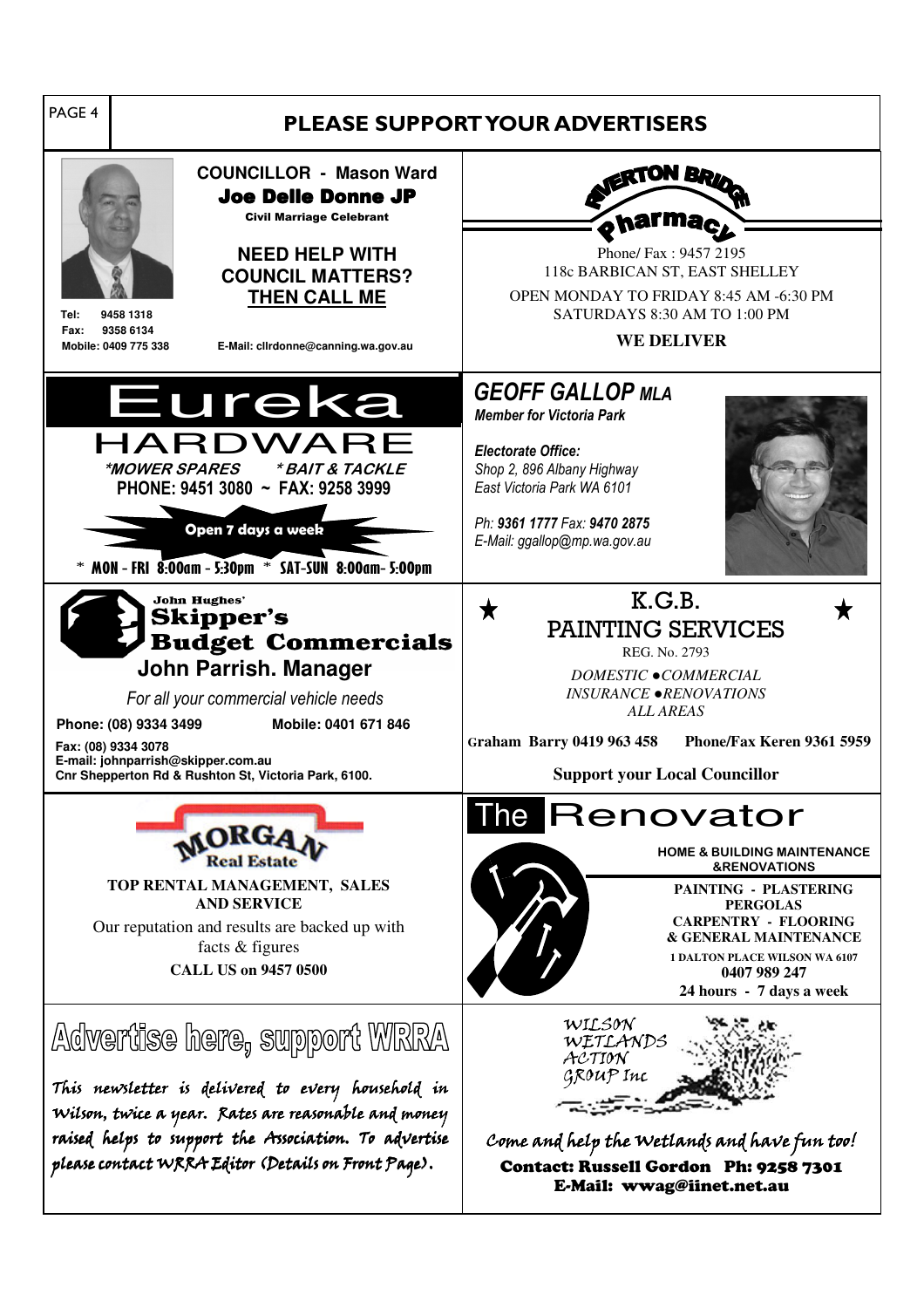# PLEASE SUPPORT YOUR ADVERTISERS

**COUNCILLOR - Mason Ward**

**Joe Delle Donne JP**

**Civil Marriage Celebrant**

**NEED HELP WITH COUNCIL MATTERS? THEN CALL ME**

Tel: 9458 1318
Fax: 9358 6134
Mobile: 0409 775 338

E-Mail: cllrdonne@canning.wa.gov.au

---

**RIVERTON BRIDGE Pharmacy**

Phone/ Fax : 9457 2195
118c BARBICAN ST, EAST SHELLEY

OPEN MONDAY TO FRIDAY 8:45 AM -6:30 PM
SATURDAYS 8:30 AM TO 1:00 PM

**WE DELIVER**

---

## Eureka HARDWARE

*\*MOWER SPARES \*BAIT & TACKLE*

**PHONE: 9451 3080 ~ FAX: 9258 3999**

**Open 7 days a week**

\* MON - FRI 8:00am - 5:30pm \* SAT-SUN 8:00am- 5:00pm

---

***GEOFF GALLOP MLA***

***Member for Victoria Park***

***Electorate Office:***
*Shop 2, 896 Albany Highway*
*East Victoria Park WA 6101*

*Ph: **9361 1777** Fax: **9470 2875***
*E-Mail: ggallop@mp.wa.gov.au*

---

**John Hughes' Skipper's Budget Commercials**

**John Parrish. Manager**

*For all your commercial vehicle needs*

**Phone: (08) 9334 3499** **Mobile: 0401 671 846**

**Fax: (08) 9334 3078**
**E-mail: johnparrish@skipper.com.au**
**Cnr Shepperton Rd & Rushton St, Victoria Park, 6100.**

---

★ K.G.B. PAINTING SERVICES ★

REG. No. 2793

*DOMESTIC ●COMMERCIAL*
*INSURANCE ●RENOVATIONS*
*ALL AREAS*

**Graham Barry 0419 963 458** **Phone/Fax Keren 9361 5959**

**Support your Local Councillor**

---

**MORGAN Real Estate**

**TOP RENTAL MANAGEMENT, SALES AND SERVICE**

Our reputation and results are backed up with facts & figures

**CALL US on 9457 0500**

---

## The Renovator

**HOME & BUILDING MAINTENANCE &RENOVATIONS**

**PAINTING - PLASTERING**
**PERGOLAS**
**CARPENTRY - FLOORING**
**& GENERAL MAINTENANCE**

**1 DALTON PLACE WILSON WA 6107**
**0407 989 247**
**24 hours - 7 days a week**

---

## Advertise here, support WRRA

*This newsletter is delivered to every household in Wilson, twice a year. Rates are reasonable and money raised helps to support the Association. To advertise please contact WRRA Editor (Details on Front Page).*

---

WILSON WETLANDS ACTION GROUP Inc

*Come and help the Wetlands and have fun too!*

**Contact: Russell Gordon Ph: 9258 7301**
**E-Mail: wwag@iinet.net.au**